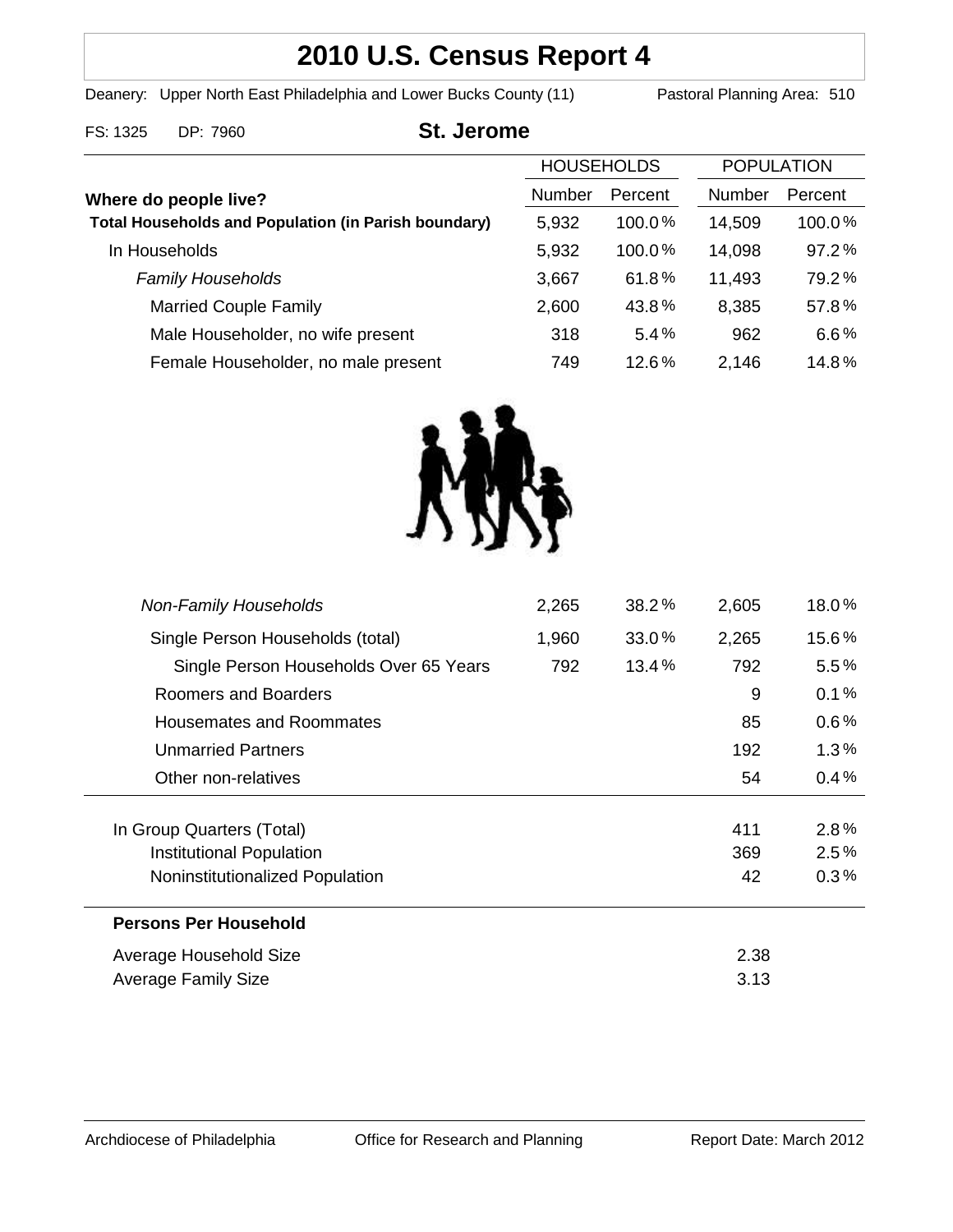# 2010 U.S. Census Report 4

Deanery: Upper North East Philadelphia and Lower Bucks County (11) Pastoral Planning Area: 510

FS: 1325 DP: 7960

## St. Jerome

| Where do people live? | HOUSEHOLDS Number | HOUSEHOLDS Percent | POPULATION Number | POPULATION Percent |
|---|---|---|---|---|
| **Total Households and Population (in Parish boundary)** | 5,932 | 100.0% | 14,509 | 100.0% |
| In Households | 5,932 | 100.0% | 14,098 | 97.2% |
| *Family Households* | 3,667 | 61.8% | 11,493 | 79.2% |
| Married Couple Family | 2,600 | 43.8% | 8,385 | 57.8% |
| Male Householder, no wife present | 318 | 5.4% | 962 | 6.6% |
| Female Householder, no male present | 749 | 12.6% | 2,146 | 14.8% |
| *Non-Family Households* | 2,265 | 38.2% | 2,605 | 18.0% |
| Single Person Households (total) | 1,960 | 33.0% | 2,265 | 15.6% |
| Single Person Households Over 65 Years | 792 | 13.4% | 792 | 5.5% |
| Roomers and Boarders | | | 9 | 0.1% |
| Housemates and Roommates | | | 85 | 0.6% |
| Unmarried Partners | | | 192 | 1.3% |
| Other non-relatives | | | 54 | 0.4% |
| In Group Quarters (Total) | | | 411 | 2.8% |
| Institutional Population | | | 369 | 2.5% |
| Noninstitutionalized Population | | | 42 | 0.3% |

**Persons Per Household**

| | |
|---|---|
| Average Household Size | 2.38 |
| Average Family Size | 3.13 |

Archdiocese of Philadelphia Office for Research and Planning Report Date: March 2012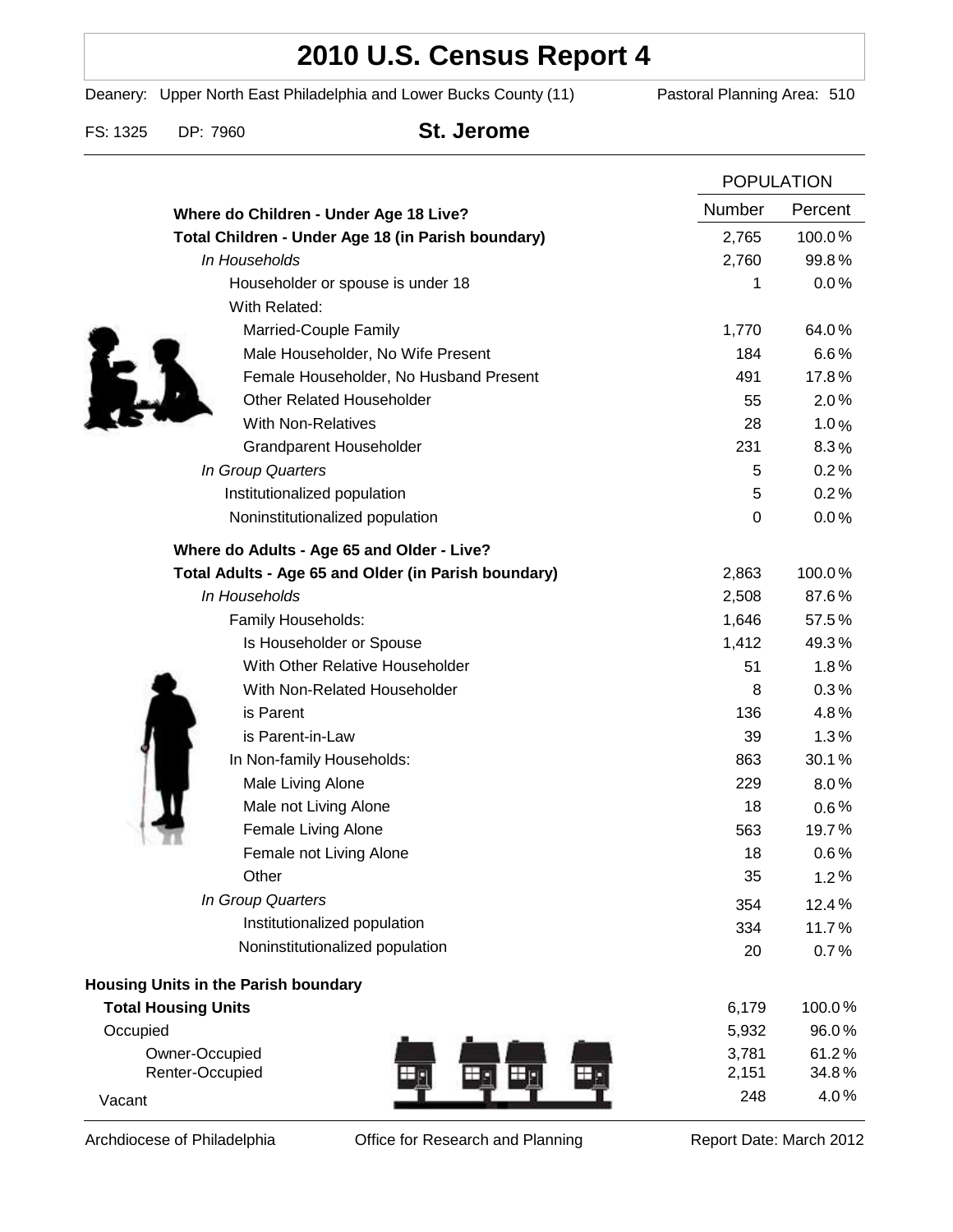# 2010 U.S. Census Report 4

Deanery: Upper North East Philadelphia and Lower Bucks County (11) Pastoral Planning Area: 510

FS: 1325 DP: 7960

## St. Jerome

| | POPULATION | |
|---|---|---|
| | Number | Percent |
| **Where do Children - Under Age 18 Live?** | | |
| **Total Children - Under Age 18 (in Parish boundary)** | 2,765 | 100.0% |
| *In Households* | 2,760 | 99.8% |
| Householder or spouse is under 18 | 1 | 0.0% |
| With Related: | | |
| Married-Couple Family | 1,770 | 64.0% |
| Male Householder, No Wife Present | 184 | 6.6% |
| Female Householder, No Husband Present | 491 | 17.8% |
| Other Related Householder | 55 | 2.0% |
| With Non-Relatives | 28 | 1.0% |
| Grandparent Householder | 231 | 8.3% |
| *In Group Quarters* | 5 | 0.2% |
| Institutionalized population | 5 | 0.2% |
| Noninstitutionalized population | 0 | 0.0% |
| **Where do Adults - Age 65 and Older - Live?** | | |
| **Total Adults - Age 65 and Older (in Parish boundary)** | 2,863 | 100.0% |
| *In Households* | 2,508 | 87.6% |
| Family Households: | 1,646 | 57.5% |
| Is Householder or Spouse | 1,412 | 49.3% |
| With Other Relative Householder | 51 | 1.8% |
| With Non-Related Householder | 8 | 0.3% |
| is Parent | 136 | 4.8% |
| is Parent-in-Law | 39 | 1.3% |
| In Non-family Households: | 863 | 30.1% |
| Male Living Alone | 229 | 8.0% |
| Male not Living Alone | 18 | 0.6% |
| Female Living Alone | 563 | 19.7% |
| Female not Living Alone | 18 | 0.6% |
| Other | 35 | 1.2% |
| *In Group Quarters* | 354 | 12.4% |
| Institutionalized population | 334 | 11.7% |
| Noninstitutionalized population | 20 | 0.7% |
| **Housing Units in the Parish boundary** | | |
| **Total Housing Units** | 6,179 | 100.0% |
| Occupied | 5,932 | 96.0% |
| Owner-Occupied | 3,781 | 61.2% |
| Renter-Occupied | 2,151 | 34.8% |
| Vacant | 248 | 4.0% |

Archdiocese of Philadelphia  Office for Research and Planning  Report Date: March 2012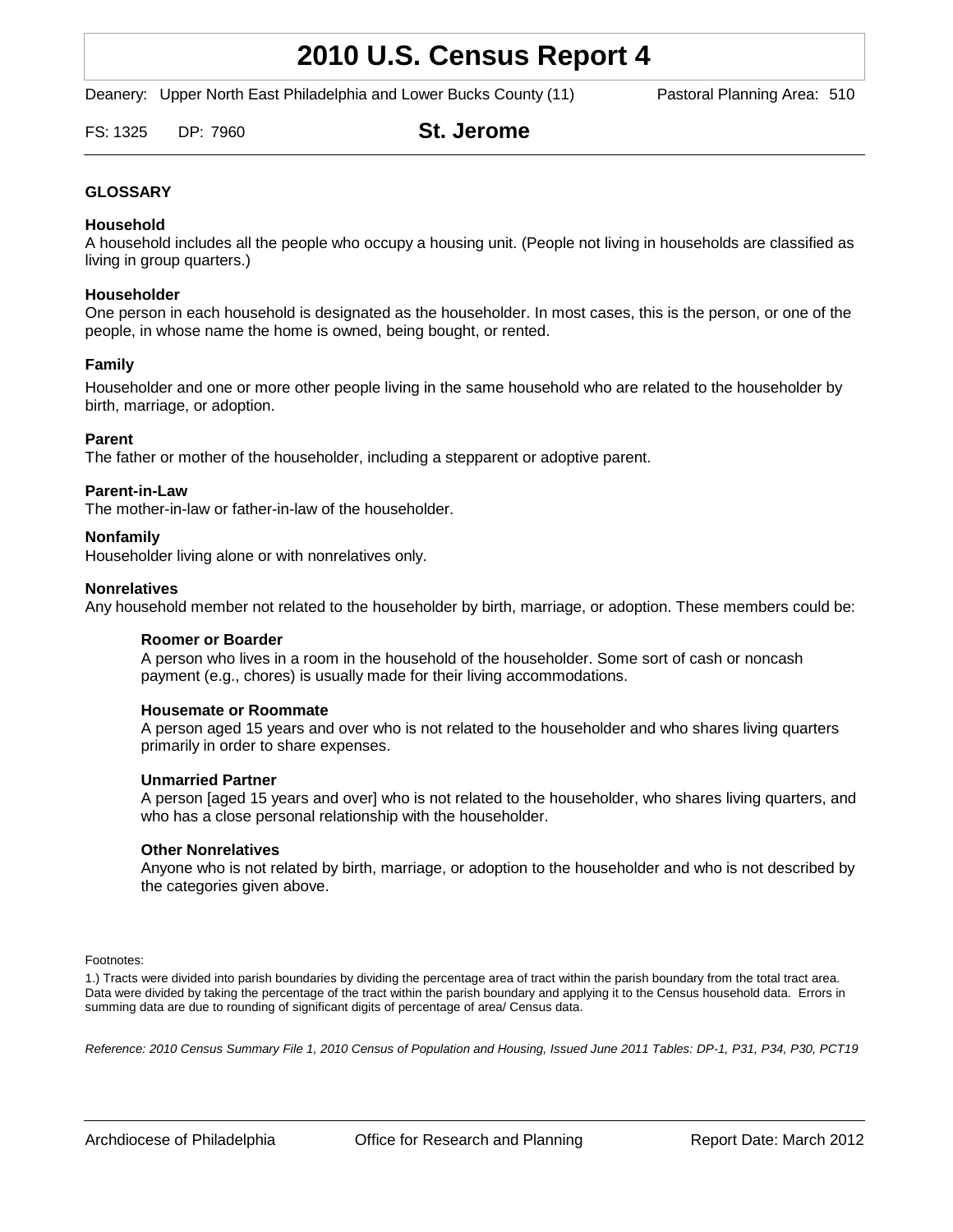# 2010 U.S. Census Report 4

Deanery: Upper North East Philadelphia and Lower Bucks County (11) Pastoral Planning Area: 510

FS: 1325 DP: 7960 **St. Jerome**

## GLOSSARY

**Household**
A household includes all the people who occupy a housing unit. (People not living in households are classified as living in group quarters.)

**Householder**
One person in each household is designated as the householder. In most cases, this is the person, or one of the people, in whose name the home is owned, being bought, or rented.

**Family**
Householder and one or more other people living in the same household who are related to the householder by birth, marriage, or adoption.

**Parent**
The father or mother of the householder, including a stepparent or adoptive parent.

**Parent-in-Law**
The mother-in-law or father-in-law of the householder.

**Nonfamily**
Householder living alone or with nonrelatives only.

**Nonrelatives**
Any household member not related to the householder by birth, marriage, or adoption. These members could be:

> **Roomer or Boarder**
> A person who lives in a room in the household of the householder. Some sort of cash or noncash payment (e.g., chores) is usually made for their living accommodations.
>
> **Housemate or Roommate**
> A person aged 15 years and over who is not related to the householder and who shares living quarters primarily in order to share expenses.
>
> **Unmarried Partner**
> A person [aged 15 years and over] who is not related to the householder, who shares living quarters, and who has a close personal relationship with the householder.
>
> **Other Nonrelatives**
> Anyone who is not related by birth, marriage, or adoption to the householder and who is not described by the categories given above.

Footnotes:

1.) Tracts were divided into parish boundaries by dividing the percentage area of tract within the parish boundary from the total tract area. Data were divided by taking the percentage of the tract within the parish boundary and applying it to the Census household data. Errors in summing data are due to rounding of significant digits of percentage of area/ Census data.

*Reference: 2010 Census Summary File 1, 2010 Census of Population and Housing, Issued June 2011 Tables: DP-1, P31, P34, P30, PCT19*

Archdiocese of Philadelphia Office for Research and Planning Report Date: March 2012